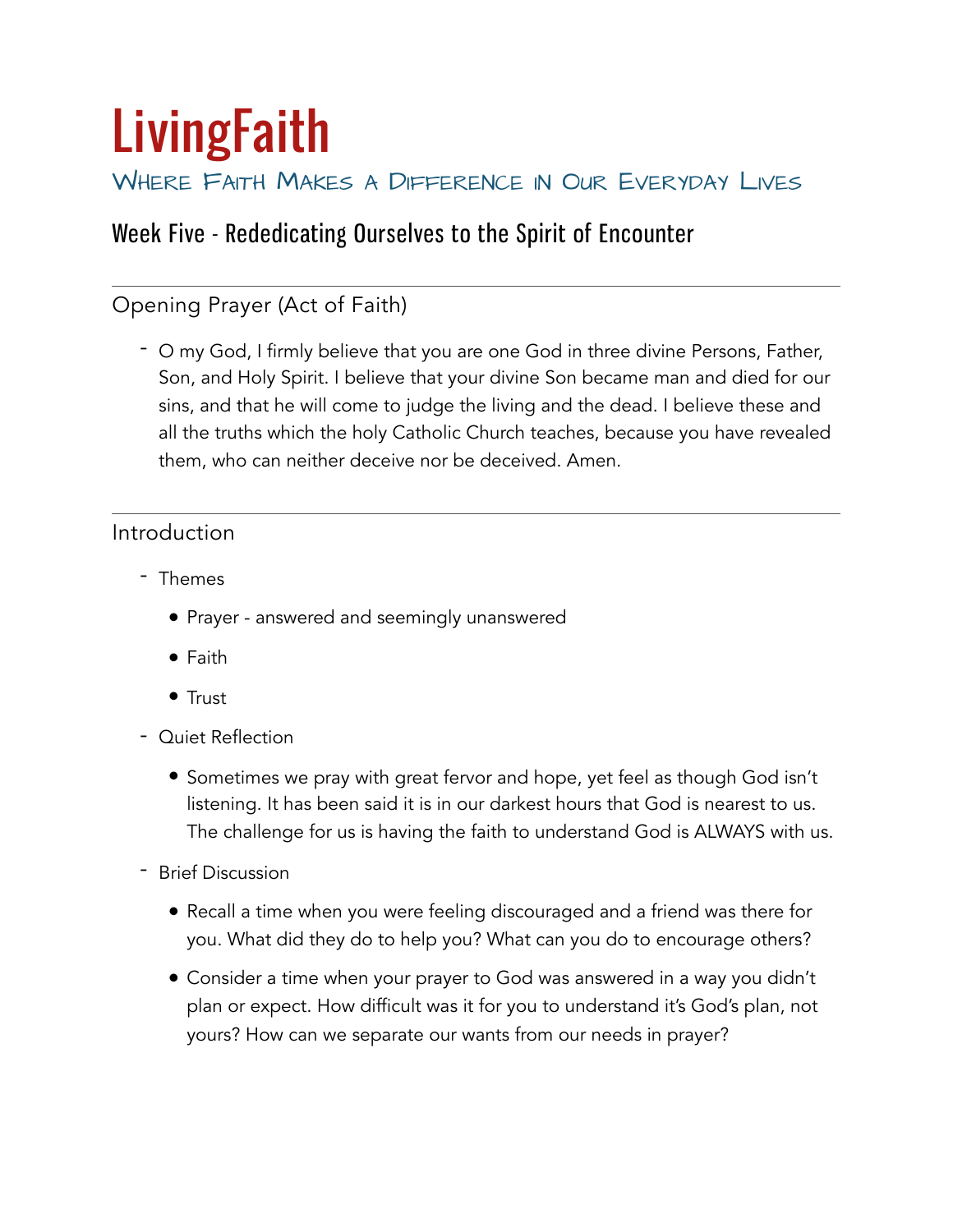# LivingFaith

### Where Faith Makes a Difference in Our Everyday Lives

## Week Five - Rededicating Ourselves to the Spirit of Encounter

---

### Opening Prayer (Act of Faith)

- O my God, I firmly believe that you are one God in three divine Persons, Father, Son, and Holy Spirit. I believe that your divine Son became man and died for our sins, and that he will come to judge the living and the dead. I believe these and all the truths which the holy Catholic Church teaches, because you have revealed them, who can neither deceive nor be deceived. Amen.

---

### Introduction

- Themes
  - Prayer - answered and seemingly unanswered
  - Faith
  - Trust
- Quiet Reflection
  - Sometimes we pray with great fervor and hope, yet feel as though God isn't listening. It has been said it is in our darkest hours that God is nearest to us. The challenge for us is having the faith to understand God is ALWAYS with us.
- Brief Discussion
  - Recall a time when you were feeling discouraged and a friend was there for you. What did they do to help you? What can you do to encourage others?
  - Consider a time when your prayer to God was answered in a way you didn't plan or expect. How difficult was it for you to understand it's God's plan, not yours? How can we separate our wants from our needs in prayer?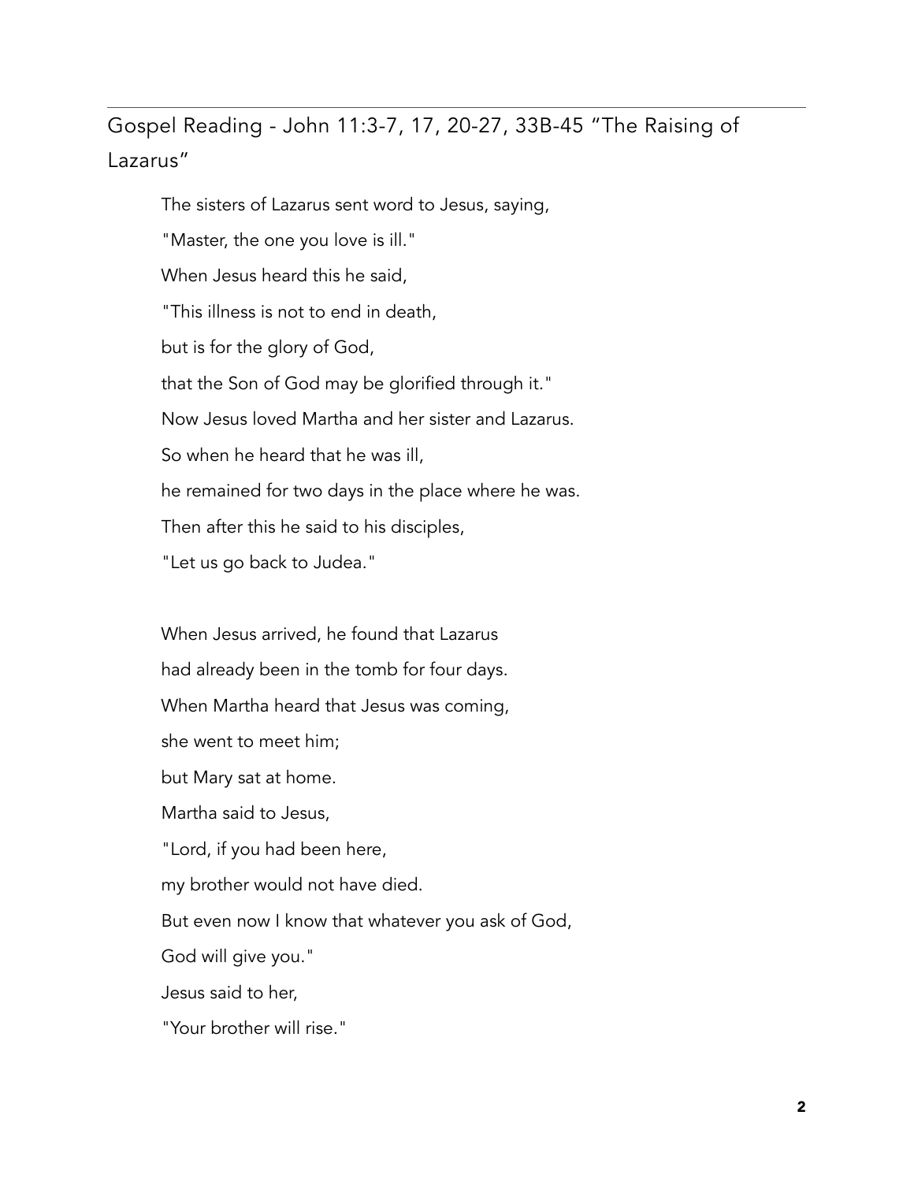## Gospel Reading - John 11:3-7, 17, 20-27, 33B-45 “The Raising of Lazarus”

The sisters of Lazarus sent word to Jesus, saying,

"Master, the one you love is ill."

When Jesus heard this he said,

"This illness is not to end in death,

but is for the glory of God,

that the Son of God may be glorified through it."

Now Jesus loved Martha and her sister and Lazarus.

So when he heard that he was ill,

he remained for two days in the place where he was.

Then after this he said to his disciples,

"Let us go back to Judea."

When Jesus arrived, he found that Lazarus

had already been in the tomb for four days.

When Martha heard that Jesus was coming,

she went to meet him;

but Mary sat at home.

Martha said to Jesus,

"Lord, if you had been here,

my brother would not have died.

But even now I know that whatever you ask of God,

God will give you."

Jesus said to her,

"Your brother will rise."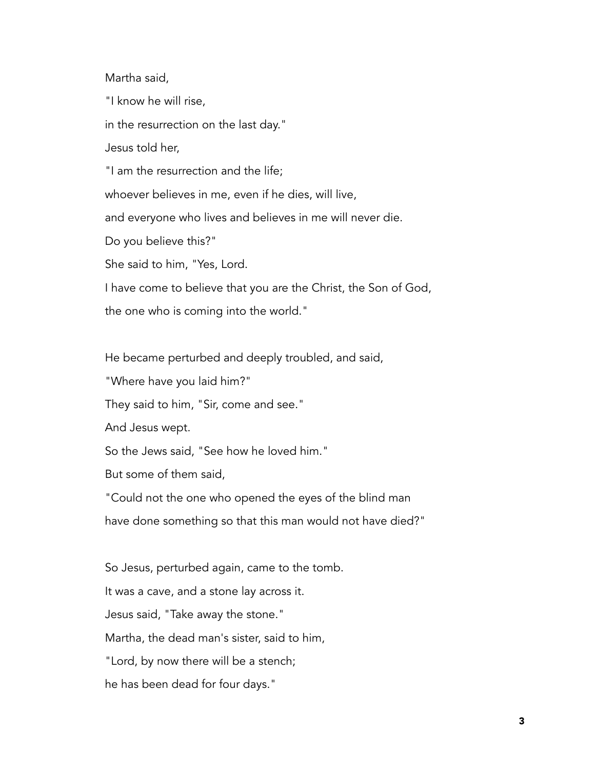Martha said,

"I know he will rise,

in the resurrection on the last day."

Jesus told her,

"I am the resurrection and the life;

whoever believes in me, even if he dies, will live,

and everyone who lives and believes in me will never die.

Do you believe this?"

She said to him, "Yes, Lord.

I have come to believe that you are the Christ, the Son of God,

the one who is coming into the world."

He became perturbed and deeply troubled, and said,

"Where have you laid him?"

They said to him, "Sir, come and see."

And Jesus wept.

So the Jews said, "See how he loved him."

But some of them said,

"Could not the one who opened the eyes of the blind man

have done something so that this man would not have died?"

So Jesus, perturbed again, came to the tomb.

It was a cave, and a stone lay across it.

Jesus said, "Take away the stone."

Martha, the dead man's sister, said to him,

"Lord, by now there will be a stench;

he has been dead for four days."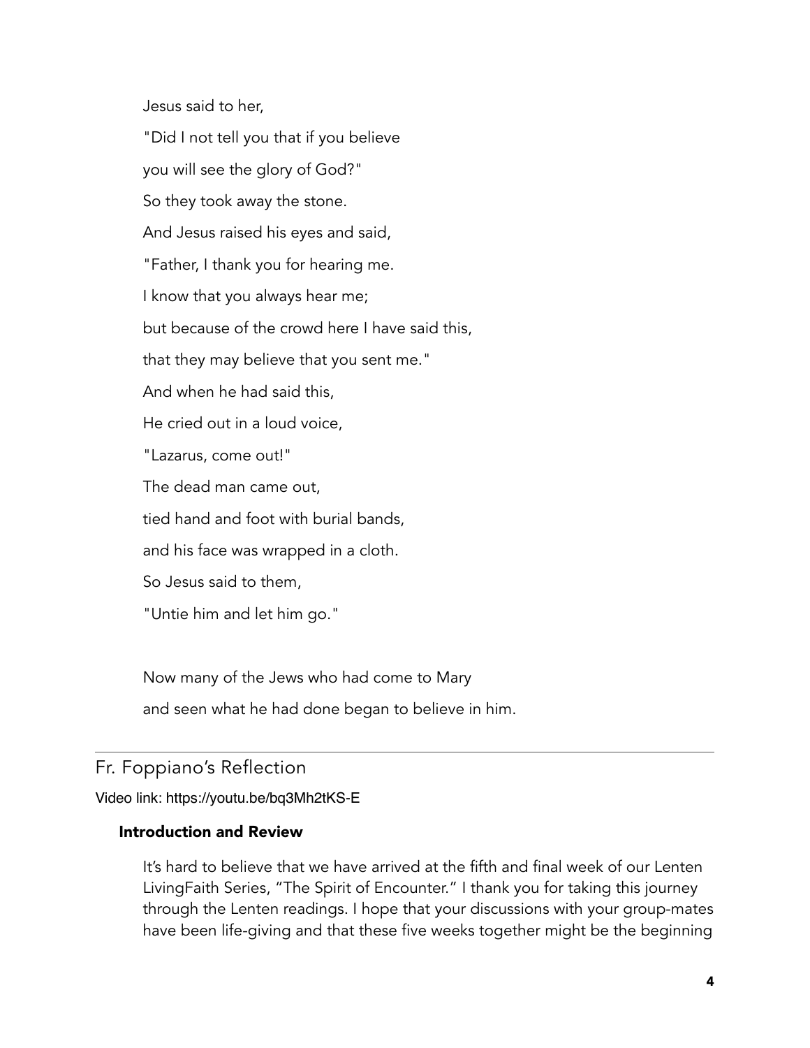Jesus said to her,

"Did I not tell you that if you believe

you will see the glory of God?"

So they took away the stone.

And Jesus raised his eyes and said,

"Father, I thank you for hearing me.

I know that you always hear me;

but because of the crowd here I have said this,

that they may believe that you sent me."

And when he had said this,

He cried out in a loud voice,

"Lazarus, come out!"

The dead man came out,

tied hand and foot with burial bands,

and his face was wrapped in a cloth.

So Jesus said to them,

"Untie him and let him go."

Now many of the Jews who had come to Mary

and seen what he had done began to believe in him.

---

## Fr. Foppiano's Reflection

Video link: https://youtu.be/bq3Mh2tKS-E

### Introduction and Review

It's hard to believe that we have arrived at the fifth and final week of our Lenten LivingFaith Series, "The Spirit of Encounter." I thank you for taking this journey through the Lenten readings. I hope that your discussions with your group-mates have been life-giving and that these five weeks together might be the beginning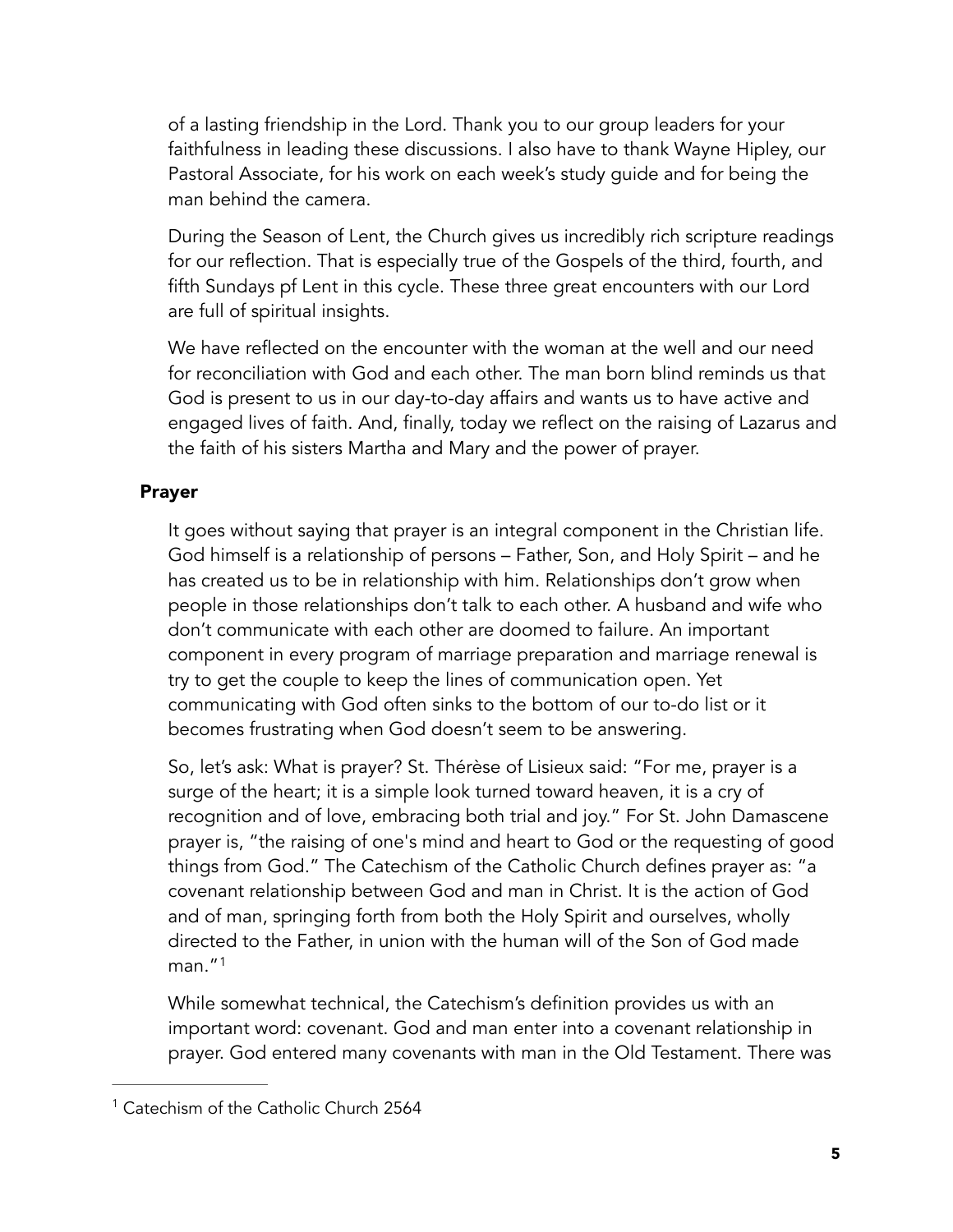of a lasting friendship in the Lord. Thank you to our group leaders for your faithfulness in leading these discussions. I also have to thank Wayne Hipley, our Pastoral Associate, for his work on each week's study guide and for being the man behind the camera.

During the Season of Lent, the Church gives us incredibly rich scripture readings for our reflection. That is especially true of the Gospels of the third, fourth, and fifth Sundays pf Lent in this cycle. These three great encounters with our Lord are full of spiritual insights.

We have reflected on the encounter with the woman at the well and our need for reconciliation with God and each other. The man born blind reminds us that God is present to us in our day-to-day affairs and wants us to have active and engaged lives of faith. And, finally, today we reflect on the raising of Lazarus and the faith of his sisters Martha and Mary and the power of prayer.

### Prayer

It goes without saying that prayer is an integral component in the Christian life. God himself is a relationship of persons – Father, Son, and Holy Spirit – and he has created us to be in relationship with him. Relationships don't grow when people in those relationships don't talk to each other. A husband and wife who don't communicate with each other are doomed to failure. An important component in every program of marriage preparation and marriage renewal is try to get the couple to keep the lines of communication open. Yet communicating with God often sinks to the bottom of our to-do list or it becomes frustrating when God doesn't seem to be answering.

So, let's ask: What is prayer? St. Thérèse of Lisieux said: "For me, prayer is a surge of the heart; it is a simple look turned toward heaven, it is a cry of recognition and of love, embracing both trial and joy." For St. John Damascene prayer is, "the raising of one's mind and heart to God or the requesting of good things from God." The Catechism of the Catholic Church defines prayer as: "a covenant relationship between God and man in Christ. It is the action of God and of man, springing forth from both the Holy Spirit and ourselves, wholly directed to the Father, in union with the human will of the Son of God made man."[1]

While somewhat technical, the Catechism's definition provides us with an important word: covenant. God and man enter into a covenant relationship in prayer. God entered many covenants with man in the Old Testament. There was

[1] Catechism of the Catholic Church 2564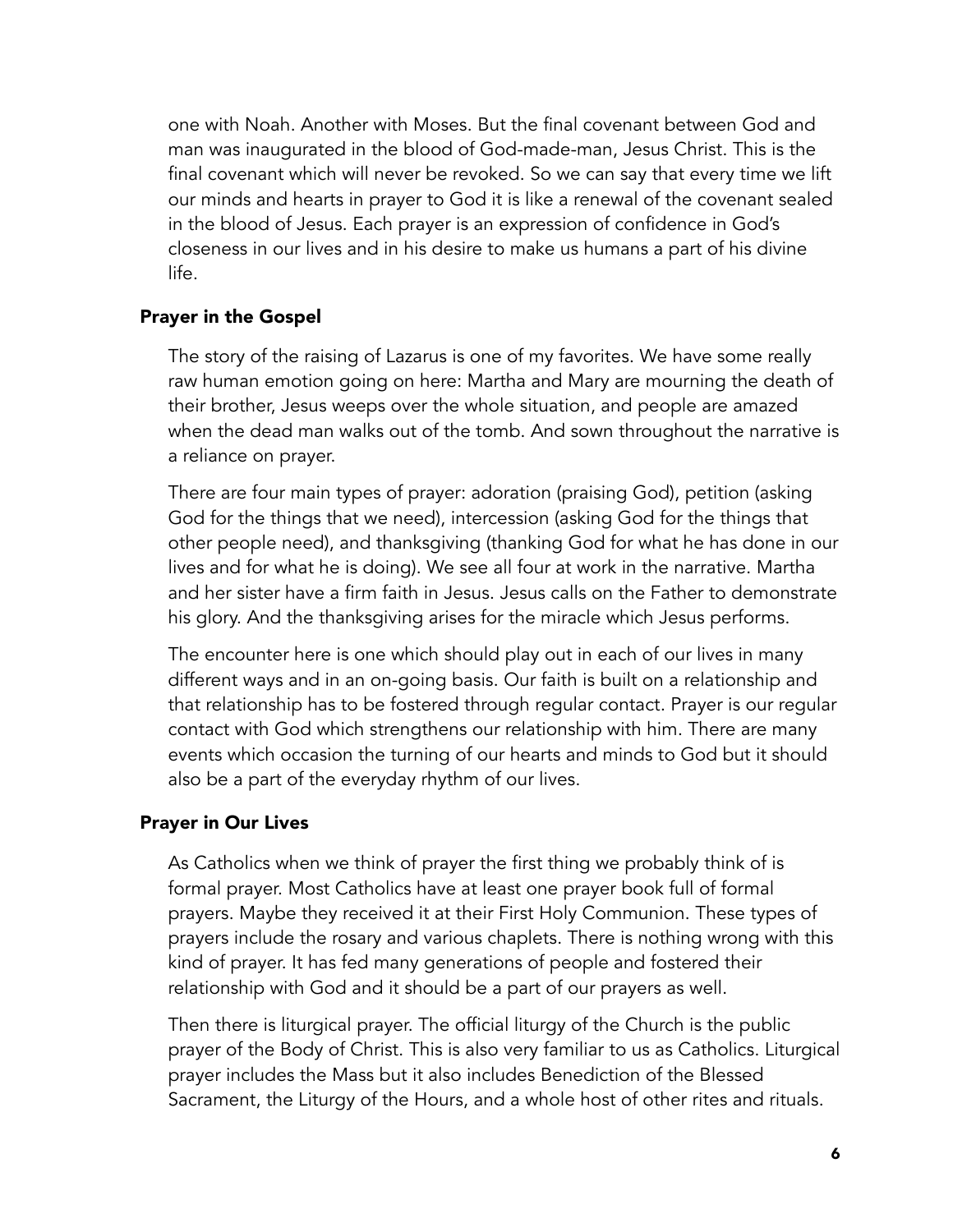one with Noah. Another with Moses. But the final covenant between God and man was inaugurated in the blood of God-made-man, Jesus Christ. This is the final covenant which will never be revoked. So we can say that every time we lift our minds and hearts in prayer to God it is like a renewal of the covenant sealed in the blood of Jesus. Each prayer is an expression of confidence in God's closeness in our lives and in his desire to make us humans a part of his divine life.

### Prayer in the Gospel

The story of the raising of Lazarus is one of my favorites. We have some really raw human emotion going on here: Martha and Mary are mourning the death of their brother, Jesus weeps over the whole situation, and people are amazed when the dead man walks out of the tomb. And sown throughout the narrative is a reliance on prayer.

There are four main types of prayer: adoration (praising God), petition (asking God for the things that we need), intercession (asking God for the things that other people need), and thanksgiving (thanking God for what he has done in our lives and for what he is doing). We see all four at work in the narrative. Martha and her sister have a firm faith in Jesus. Jesus calls on the Father to demonstrate his glory. And the thanksgiving arises for the miracle which Jesus performs.

The encounter here is one which should play out in each of our lives in many different ways and in an on-going basis. Our faith is built on a relationship and that relationship has to be fostered through regular contact. Prayer is our regular contact with God which strengthens our relationship with him. There are many events which occasion the turning of our hearts and minds to God but it should also be a part of the everyday rhythm of our lives.

### Prayer in Our Lives

As Catholics when we think of prayer the first thing we probably think of is formal prayer. Most Catholics have at least one prayer book full of formal prayers. Maybe they received it at their First Holy Communion. These types of prayers include the rosary and various chaplets. There is nothing wrong with this kind of prayer. It has fed many generations of people and fostered their relationship with God and it should be a part of our prayers as well.

Then there is liturgical prayer. The official liturgy of the Church is the public prayer of the Body of Christ. This is also very familiar to us as Catholics. Liturgical prayer includes the Mass but it also includes Benediction of the Blessed Sacrament, the Liturgy of the Hours, and a whole host of other rites and rituals.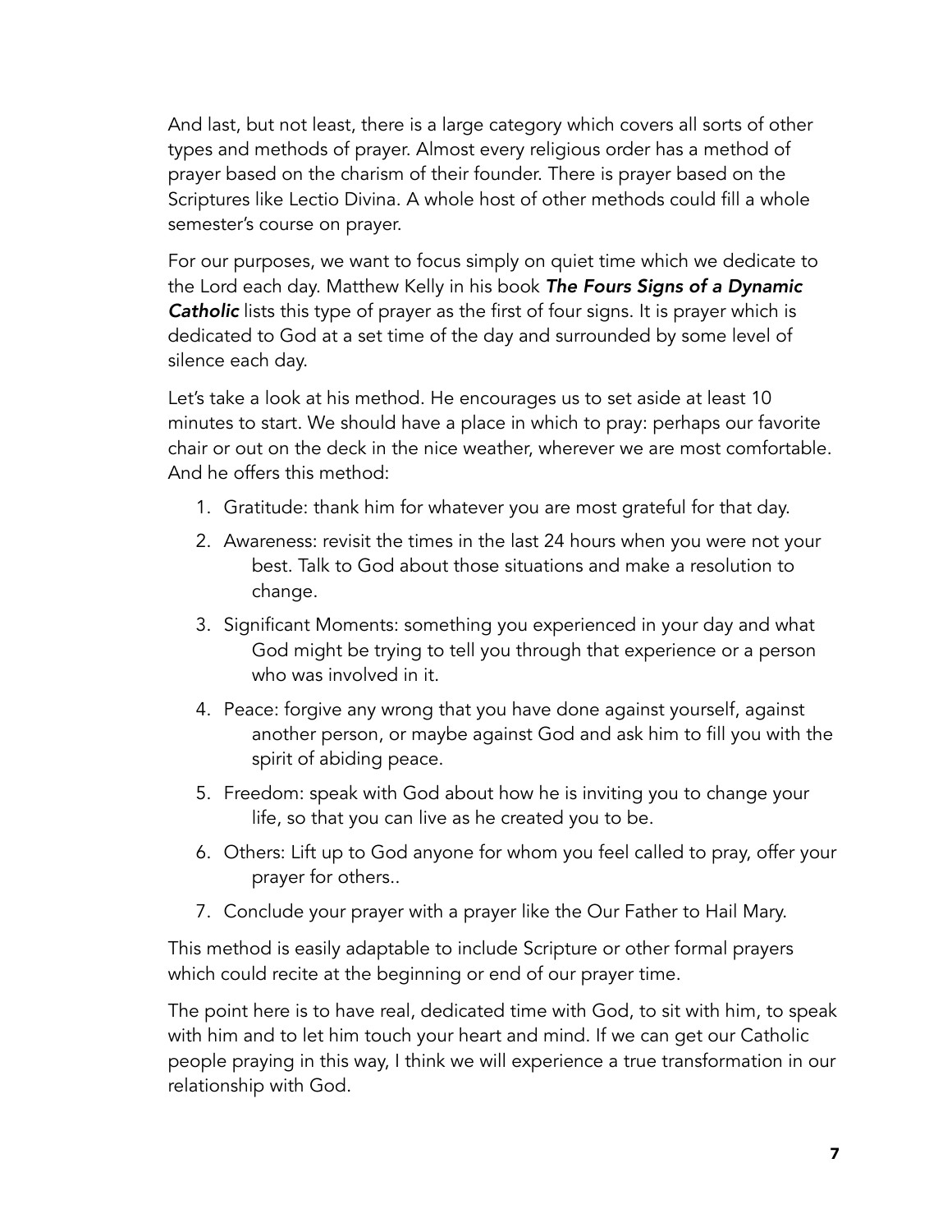And last, but not least, there is a large category which covers all sorts of other types and methods of prayer. Almost every religious order has a method of prayer based on the charism of their founder. There is prayer based on the Scriptures like Lectio Divina. A whole host of other methods could fill a whole semester's course on prayer.

For our purposes, we want to focus simply on quiet time which we dedicate to the Lord each day. Matthew Kelly in his book ***The Fours Signs of a Dynamic Catholic*** lists this type of prayer as the first of four signs. It is prayer which is dedicated to God at a set time of the day and surrounded by some level of silence each day.

Let's take a look at his method. He encourages us to set aside at least 10 minutes to start. We should have a place in which to pray: perhaps our favorite chair or out on the deck in the nice weather, wherever we are most comfortable. And he offers this method:

1. Gratitude: thank him for whatever you are most grateful for that day.
2. Awareness: revisit the times in the last 24 hours when you were not your best. Talk to God about those situations and make a resolution to change.
3. Significant Moments: something you experienced in your day and what God might be trying to tell you through that experience or a person who was involved in it.
4. Peace: forgive any wrong that you have done against yourself, against another person, or maybe against God and ask him to fill you with the spirit of abiding peace.
5. Freedom: speak with God about how he is inviting you to change your life, so that you can live as he created you to be.
6. Others: Lift up to God anyone for whom you feel called to pray, offer your prayer for others..
7. Conclude your prayer with a prayer like the Our Father to Hail Mary.

This method is easily adaptable to include Scripture or other formal prayers which could recite at the beginning or end of our prayer time.

The point here is to have real, dedicated time with God, to sit with him, to speak with him and to let him touch your heart and mind. If we can get our Catholic people praying in this way, I think we will experience a true transformation in our relationship with God.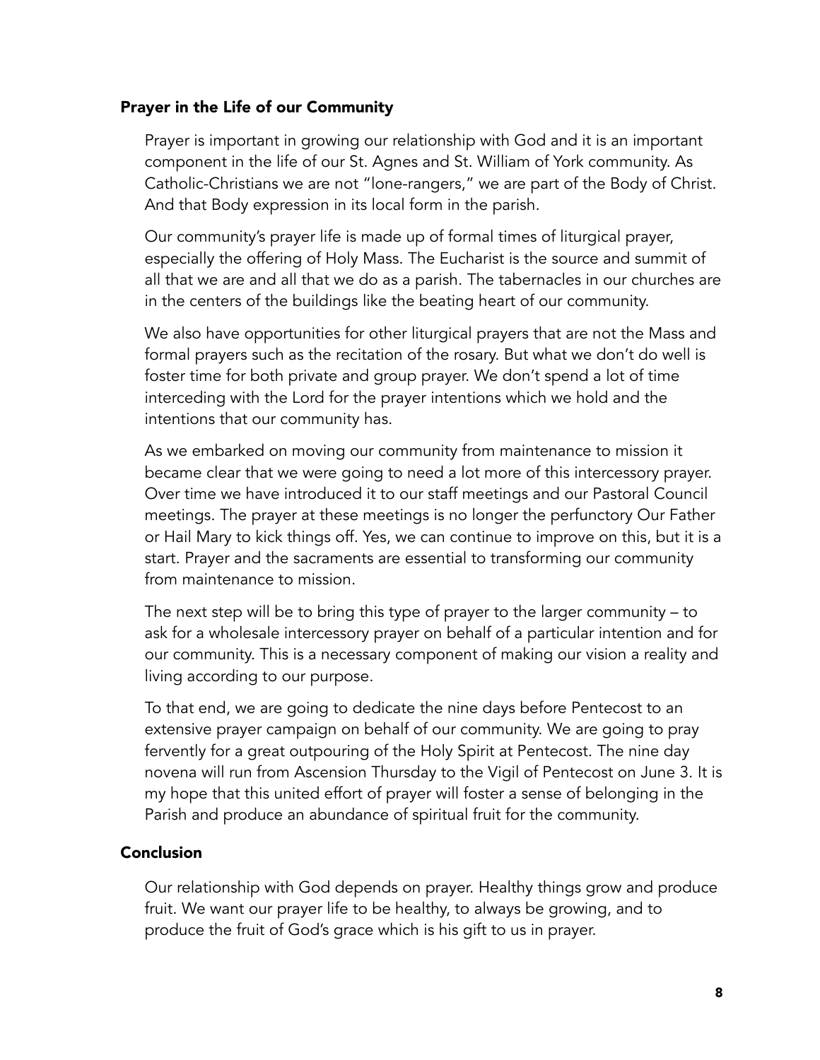### Prayer in the Life of our Community

Prayer is important in growing our relationship with God and it is an important component in the life of our St. Agnes and St. William of York community. As Catholic-Christians we are not "lone-rangers," we are part of the Body of Christ. And that Body expression in its local form in the parish.

Our community's prayer life is made up of formal times of liturgical prayer, especially the offering of Holy Mass. The Eucharist is the source and summit of all that we are and all that we do as a parish. The tabernacles in our churches are in the centers of the buildings like the beating heart of our community.

We also have opportunities for other liturgical prayers that are not the Mass and formal prayers such as the recitation of the rosary. But what we don't do well is foster time for both private and group prayer. We don't spend a lot of time interceding with the Lord for the prayer intentions which we hold and the intentions that our community has.

As we embarked on moving our community from maintenance to mission it became clear that we were going to need a lot more of this intercessory prayer. Over time we have introduced it to our staff meetings and our Pastoral Council meetings. The prayer at these meetings is no longer the perfunctory Our Father or Hail Mary to kick things off. Yes, we can continue to improve on this, but it is a start. Prayer and the sacraments are essential to transforming our community from maintenance to mission.

The next step will be to bring this type of prayer to the larger community – to ask for a wholesale intercessory prayer on behalf of a particular intention and for our community. This is a necessary component of making our vision a reality and living according to our purpose.

To that end, we are going to dedicate the nine days before Pentecost to an extensive prayer campaign on behalf of our community. We are going to pray fervently for a great outpouring of the Holy Spirit at Pentecost. The nine day novena will run from Ascension Thursday to the Vigil of Pentecost on June 3. It is my hope that this united effort of prayer will foster a sense of belonging in the Parish and produce an abundance of spiritual fruit for the community.

### Conclusion

Our relationship with God depends on prayer. Healthy things grow and produce fruit. We want our prayer life to be healthy, to always be growing, and to produce the fruit of God's grace which is his gift to us in prayer.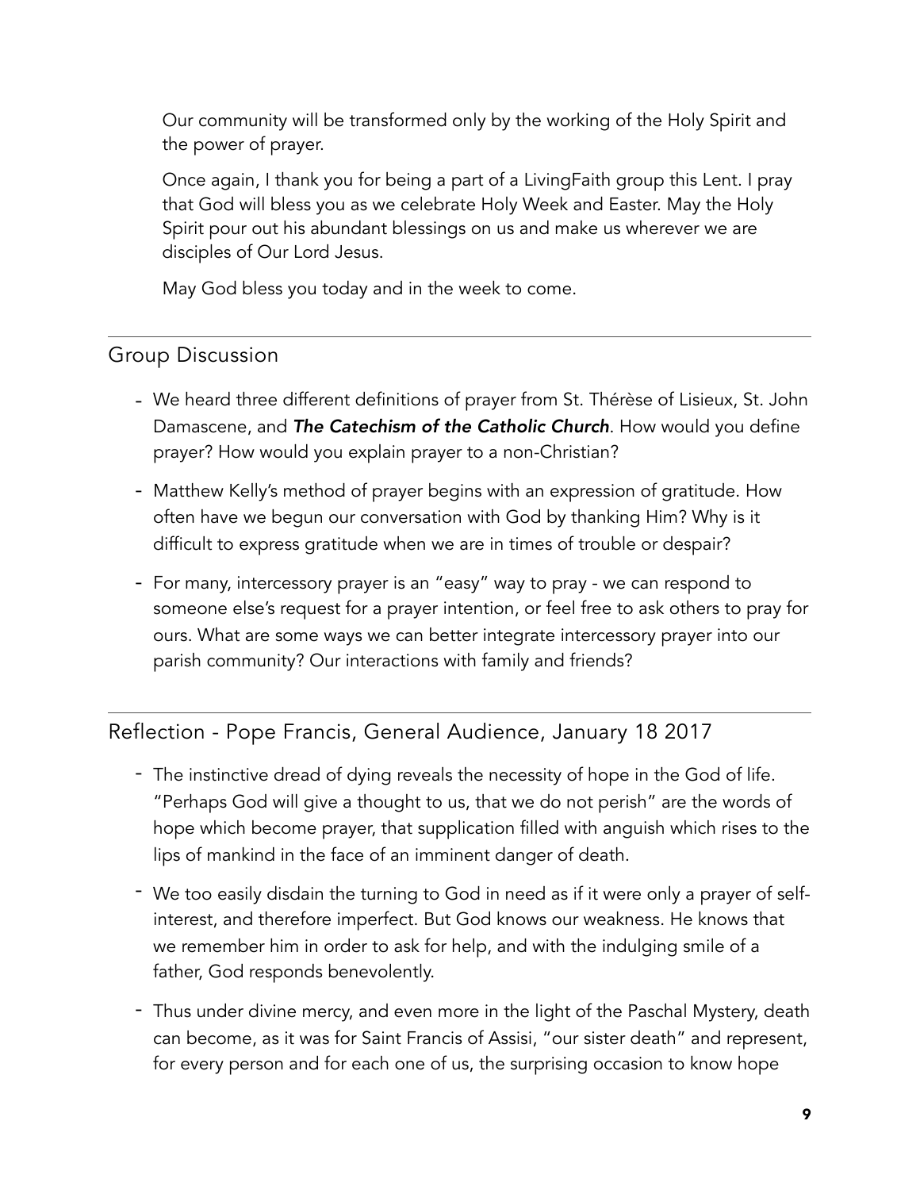Our community will be transformed only by the working of the Holy Spirit and the power of prayer.

Once again, I thank you for being a part of a LivingFaith group this Lent. I pray that God will bless you as we celebrate Holy Week and Easter. May the Holy Spirit pour out his abundant blessings on us and make us wherever we are disciples of Our Lord Jesus.

May God bless you today and in the week to come.

---

## Group Discussion

- We heard three different definitions of prayer from St. Thérèse of Lisieux, St. John Damascene, and ***The Catechism of the Catholic Church***. How would you define prayer? How would you explain prayer to a non-Christian?
- Matthew Kelly's method of prayer begins with an expression of gratitude. How often have we begun our conversation with God by thanking Him? Why is it difficult to express gratitude when we are in times of trouble or despair?
- For many, intercessory prayer is an "easy" way to pray - we can respond to someone else's request for a prayer intention, or feel free to ask others to pray for ours. What are some ways we can better integrate intercessory prayer into our parish community? Our interactions with family and friends?

---

## Reflection - Pope Francis, General Audience, January 18 2017

- The instinctive dread of dying reveals the necessity of hope in the God of life. "Perhaps God will give a thought to us, that we do not perish" are the words of hope which become prayer, that supplication filled with anguish which rises to the lips of mankind in the face of an imminent danger of death.
- We too easily disdain the turning to God in need as if it were only a prayer of self-interest, and therefore imperfect. But God knows our weakness. He knows that we remember him in order to ask for help, and with the indulging smile of a father, God responds benevolently.
- Thus under divine mercy, and even more in the light of the Paschal Mystery, death can become, as it was for Saint Francis of Assisi, "our sister death" and represent, for every person and for each one of us, the surprising occasion to know hope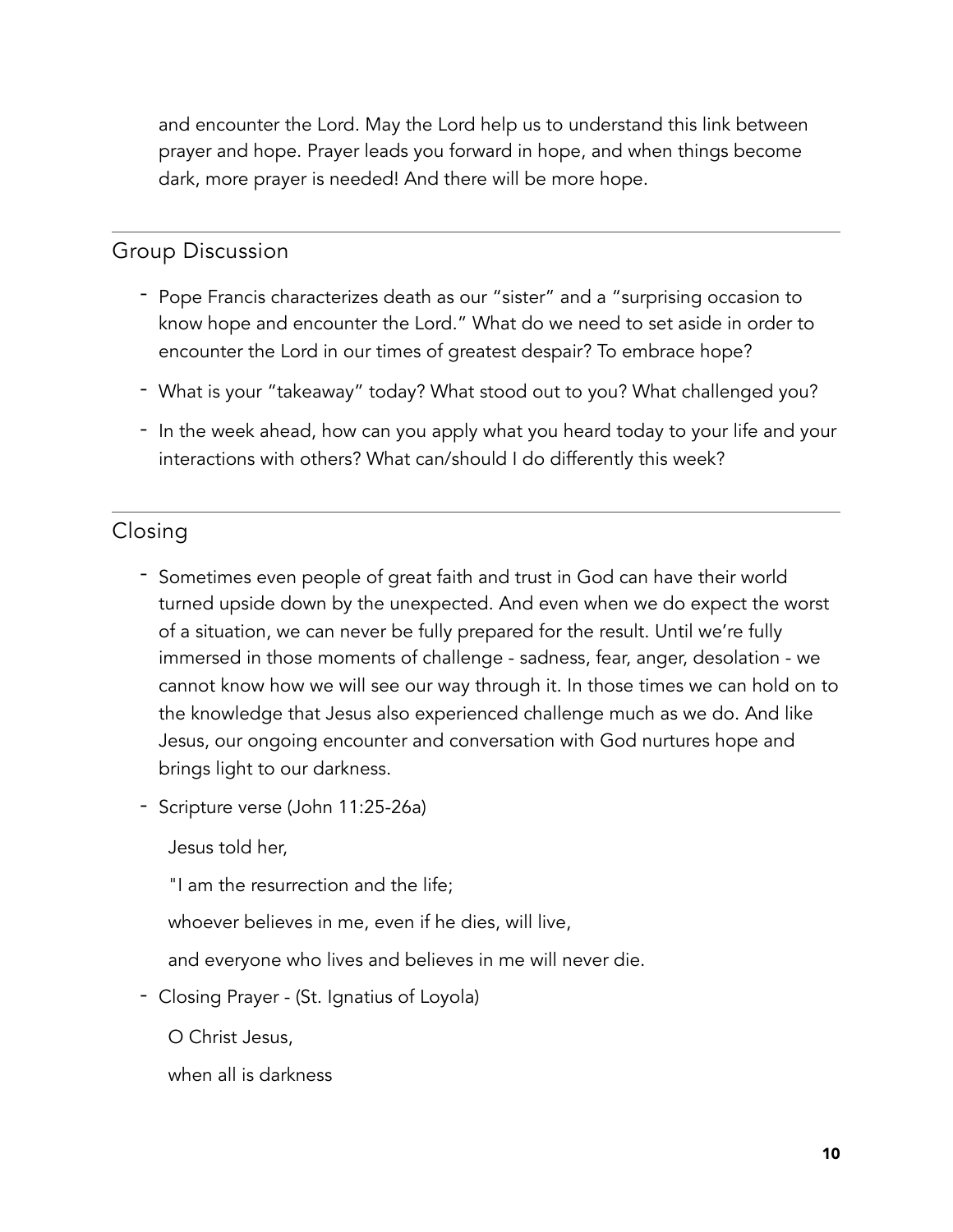and encounter the Lord. May the Lord help us to understand this link between prayer and hope. Prayer leads you forward in hope, and when things become dark, more prayer is needed! And there will be more hope.

---

## Group Discussion

- Pope Francis characterizes death as our "sister" and a "surprising occasion to know hope and encounter the Lord." What do we need to set aside in order to encounter the Lord in our times of greatest despair? To embrace hope?
- What is your "takeaway" today? What stood out to you? What challenged you?
- In the week ahead, how can you apply what you heard today to your life and your interactions with others? What can/should I do differently this week?

---

## Closing

- Sometimes even people of great faith and trust in God can have their world turned upside down by the unexpected. And even when we do expect the worst of a situation, we can never be fully prepared for the result. Until we're fully immersed in those moments of challenge - sadness, fear, anger, desolation - we cannot know how we will see our way through it. In those times we can hold on to the knowledge that Jesus also experienced challenge much as we do. And like Jesus, our ongoing encounter and conversation with God nurtures hope and brings light to our darkness.
- Scripture verse (John 11:25-26a)

  Jesus told her,

  "I am the resurrection and the life;

  whoever believes in me, even if he dies, will live,

  and everyone who lives and believes in me will never die.
- Closing Prayer - (St. Ignatius of Loyola)

  O Christ Jesus,

  when all is darkness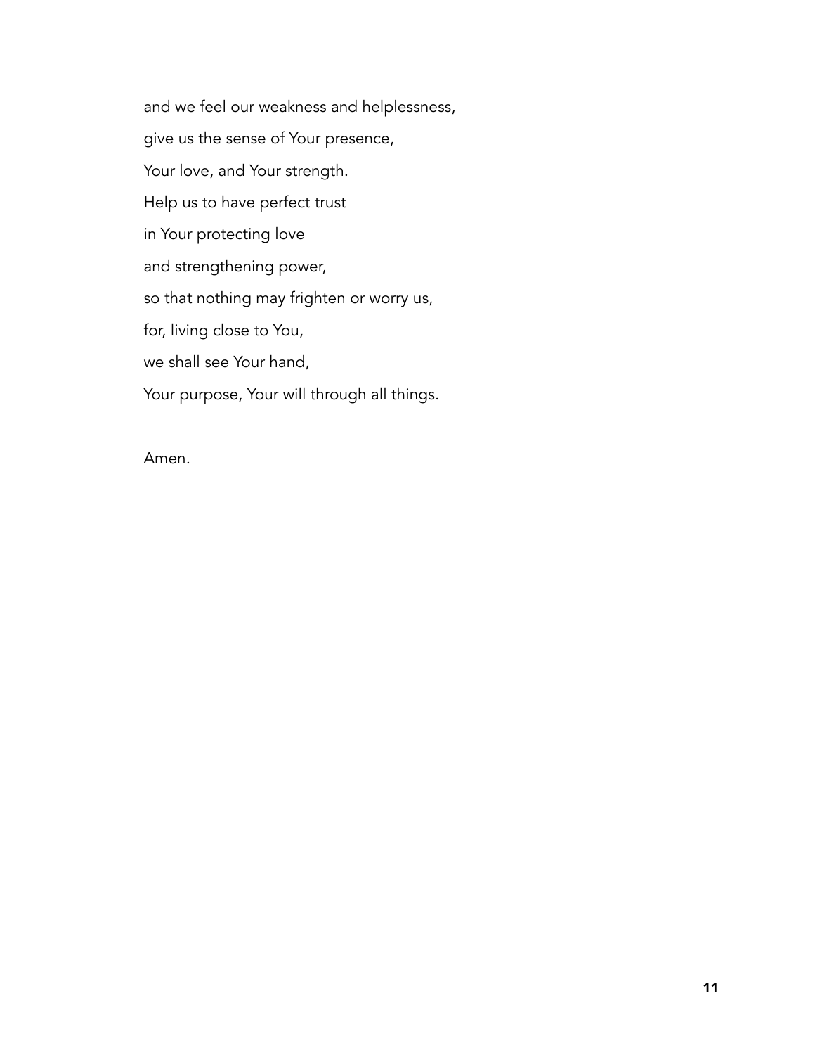and we feel our weakness and helplessness,

give us the sense of Your presence,

Your love, and Your strength.

Help us to have perfect trust

in Your protecting love

and strengthening power,

so that nothing may frighten or worry us,

for, living close to You,

we shall see Your hand,

Your purpose, Your will through all things.

Amen.